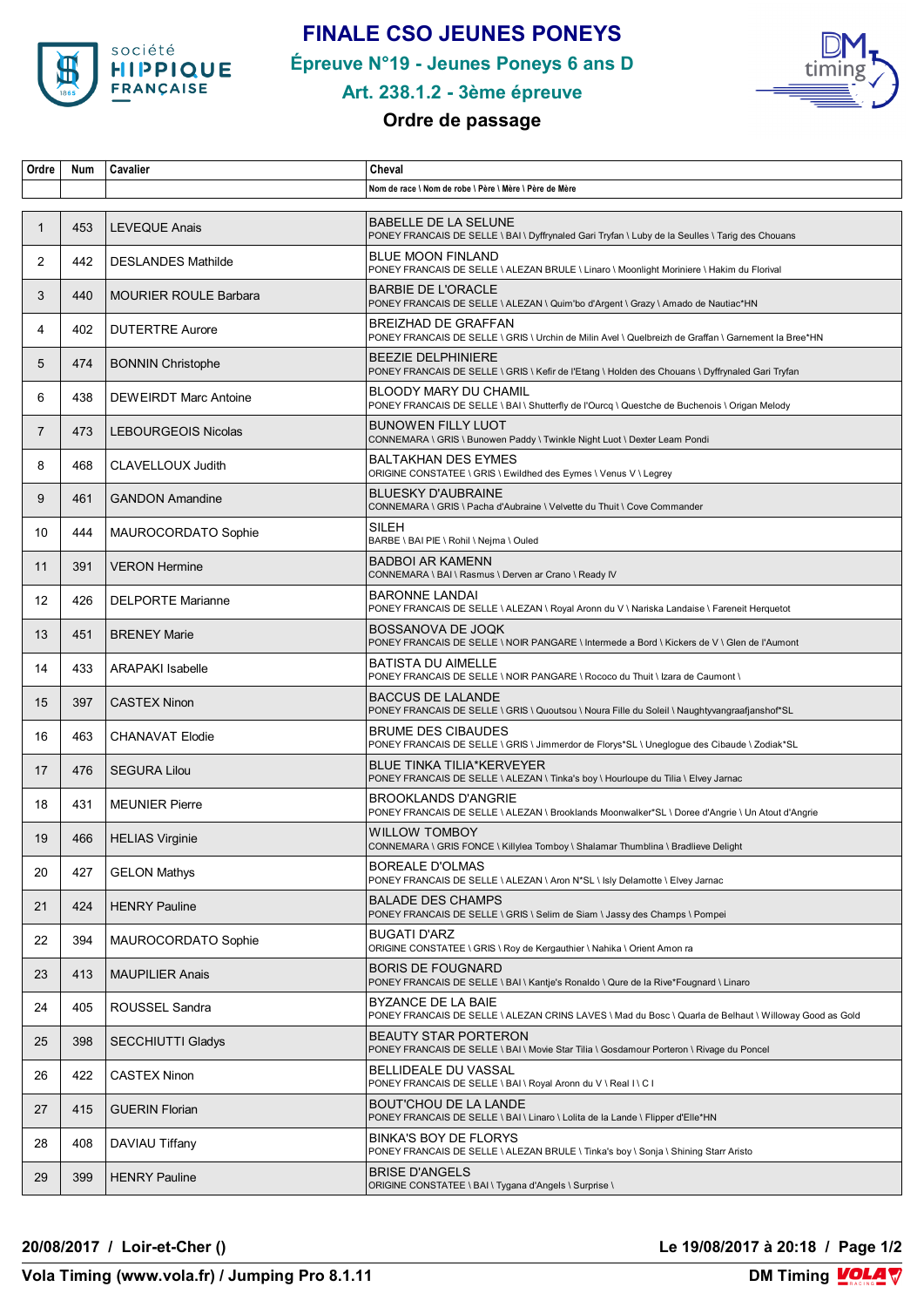# FINALE CSO JEUNES PONEYS

## Épreuve N°19 - Jeunes Poneys 6 ans D

## Art. 238.1.2 - 3ème épreuve

### Ordre de passage

| Ordre | Num | Cavalier | Cheval |
|---|---|---|---|
| | | | Nom de race \ Nom de robe \ Père \ Mère \ Père de Mère |
| 1 | 453 | LEVEQUE Anais | BABELLE DE LA SELUNE<br>PONEY FRANCAIS DE SELLE \ BAI \ Dyffrynaled Gari Tryfan \ Luby de la Seulles \ Tarig des Chouans |
| 2 | 442 | DESLANDES Mathilde | BLUE MOON FINLAND<br>PONEY FRANCAIS DE SELLE \ ALEZAN BRULE \ Linaro \ Moonlight Moriniere \ Hakim du Florival |
| 3 | 440 | MOURIER ROULE Barbara | BARBIE DE L'ORACLE<br>PONEY FRANCAIS DE SELLE \ ALEZAN \ Quim'bo d'Argent \ Grazy \ Amado de Nautiac*HN |
| 4 | 402 | DUTERTRE Aurore | BREIZHAD DE GRAFFAN<br>PONEY FRANCAIS DE SELLE \ GRIS \ Urchin de Milin Avel \ Quelbreizh de Graffan \ Garnement la Bree*HN |
| 5 | 474 | BONNIN Christophe | BEEZIE DELPHINIERE<br>PONEY FRANCAIS DE SELLE \ GRIS \ Kefir de l'Etang \ Holden des Chouans \ Dyffrynaled Gari Tryfan |
| 6 | 438 | DEWEIRDT Marc Antoine | BLOODY MARY DU CHAMIL<br>PONEY FRANCAIS DE SELLE \ BAI \ Shutterfly de l'Ourcq \ Questche de Buchenois \ Origan Melody |
| 7 | 473 | LEBOURGEOIS Nicolas | BUNOWEN FILLY LUOT<br>CONNEMARA \ GRIS \ Bunowen Paddy \ Twinkle Night Luot \ Dexter Leam Pondi |
| 8 | 468 | CLAVELLOUX Judith | BALTAKHAN DES EYMES<br>ORIGINE CONSTATEE \ GRIS \ Ewildhed des Eymes \ Venus V \ Legrey |
| 9 | 461 | GANDON Amandine | BLUESKY D'AUBRAINE<br>CONNEMARA \ GRIS \ Pacha d'Aubraine \ Velvette du Thuit \ Cove Commander |
| 10 | 444 | MAUROCORDATO Sophie | SILEH<br>BARBE \ BAI PIE \ Rohil \ Nejma \ Ouled |
| 11 | 391 | VERON Hermine | BADBOI AR KAMENN<br>CONNEMARA \ BAI \ Rasmus \ Derven ar Crano \ Ready IV |
| 12 | 426 | DELPORTE Marianne | BARONNE LANDAI<br>PONEY FRANCAIS DE SELLE \ ALEZAN \ Royal Aronn du V \ Nariska Landaise \ Fareneit Herquetot |
| 13 | 451 | BRENEY Marie | BOSSANOVA DE JOQK<br>PONEY FRANCAIS DE SELLE \ NOIR PANGARE \ Intermede a Bord \ Kickers de V \ Glen de l'Aumont |
| 14 | 433 | ARAPAKI Isabelle | BATISTA DU AIMELLE<br>PONEY FRANCAIS DE SELLE \ NOIR PANGARE \ Rococo du Thuit \ Izara de Caumont \ |
| 15 | 397 | CASTEX Ninon | BACCUS DE LALANDE<br>PONEY FRANCAIS DE SELLE \ GRIS \ Quoutsou \ Noura Fille du Soleil \ Naughtyvangraafjanshof*SL |
| 16 | 463 | CHANAVAT Elodie | BRUME DES CIBAUDES<br>PONEY FRANCAIS DE SELLE \ GRIS \ Jimmerdor de Florys*SL \ Uneglogue des Cibaude \ Zodiak*SL |
| 17 | 476 | SEGURA Lilou | BLUE TINKA TILIA*KERVEYER<br>PONEY FRANCAIS DE SELLE \ ALEZAN \ Tinka's boy \ Hourloupe du Tilia \ Elvey Jarnac |
| 18 | 431 | MEUNIER Pierre | BROOKLANDS D'ANGRIE<br>PONEY FRANCAIS DE SELLE \ ALEZAN \ Brooklands Moonwalker*SL \ Doree d'Angrie \ Un Atout d'Angrie |
| 19 | 466 | HELIAS Virginie | WILLOW TOMBOY<br>CONNEMARA \ GRIS FONCE \ Killylea Tomboy \ Shalamar Thumblina \ Bradlieve Delight |
| 20 | 427 | GELON Mathys | BOREALE D'OLMAS<br>PONEY FRANCAIS DE SELLE \ ALEZAN \ Aron N*SL \ Isly Delamotte \ Elvey Jarnac |
| 21 | 424 | HENRY Pauline | BALADE DES CHAMPS<br>PONEY FRANCAIS DE SELLE \ GRIS \ Selim de Siam \ Jassy des Champs \ Pompei |
| 22 | 394 | MAUROCORDATO Sophie | BUGATI D'ARZ<br>ORIGINE CONSTATEE \ GRIS \ Roy de Kergauthier \ Nahika \ Orient Amon ra |
| 23 | 413 | MAUPILIER Anais | BORIS DE FOUGNARD<br>PONEY FRANCAIS DE SELLE \ BAI \ Kantje's Ronaldo \ Qure de la Rive*Fougnard \ Linaro |
| 24 | 405 | ROUSSEL Sandra | BYZANCE DE LA BAIE<br>PONEY FRANCAIS DE SELLE \ ALEZAN CRINS LAVES \ Mad du Bosc \ Quarla de Belhaut \ Willoway Good as Gold |
| 25 | 398 | SECCHIUTTI Gladys | BEAUTY STAR PORTERON<br>PONEY FRANCAIS DE SELLE \ BAI \ Movie Star Tilia \ Gosdamour Porteron \ Rivage du Poncel |
| 26 | 422 | CASTEX Ninon | BELLIDEALE DU VASSAL<br>PONEY FRANCAIS DE SELLE \ BAI \ Royal Aronn du V \ Real I \ C I |
| 27 | 415 | GUERIN Florian | BOUT'CHOU DE LA LANDE<br>PONEY FRANCAIS DE SELLE \ BAI \ Linaro \ Lolita de la Lande \ Flipper d'Elle*HN |
| 28 | 408 | DAVIAU Tiffany | BINKA'S BOY DE FLORYS<br>PONEY FRANCAIS DE SELLE \ ALEZAN BRULE \ Tinka's boy \ Sonja \ Shining Starr Aristo |
| 29 | 399 | HENRY Pauline | BRISE D'ANGELS<br>ORIGINE CONSTATEE \ BAI \ Tygana d'Angels \ Surprise \ |

**20/08/2017 / Loir-et-Cher ()** **Le 19/08/2017 à 20:18**

**Vola Timing (www.vola.fr) / Jumping Pro 8.1.11** **DM Timing**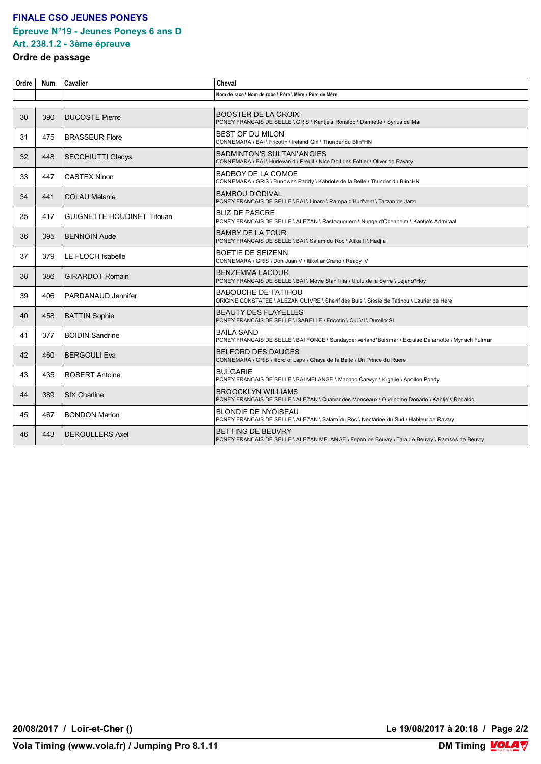# FINALE CSO JEUNES PONEYS

## Épreuve N°19 - Jeunes Poneys 6 ans D

## Art. 238.1.2 - 3ème épreuve

**Ordre de passage**

| Ordre | Num | Cavalier | Cheval |
|---|---|---|---|
| | | | Nom de race \ Nom de robe \ Père \ Mère \ Père de Mère |
| 30 | 390 | DUCOSTE Pierre | BOOSTER DE LA CROIX<br>PONEY FRANCAIS DE SELLE \ GRIS \ Kantje's Ronaldo \ Damiette \ Syrius de Mai |
| 31 | 475 | BRASSEUR Flore | BEST OF DU MILON<br>CONNEMARA \ BAI \ Fricotin \ Ireland Girl \ Thunder du Blin*HN |
| 32 | 448 | SECCHIUTTI Gladys | BADMINTON'S SULTAN*ANGIES<br>CONNEMARA \ BAI \ Hurlevan du Preuil \ Nice Doll des Foltier \ Oliver de Ravary |
| 33 | 447 | CASTEX Ninon | BADBOY DE LA COMOE<br>CONNEMARA \ GRIS \ Bunowen Paddy \ Kabriole de la Belle \ Thunder du Blin*HN |
| 34 | 441 | COLAU Melanie | BAMBOU D'ODIVAL<br>PONEY FRANCAIS DE SELLE \ BAI \ Linaro \ Pampa d'Hurl'vent \ Tarzan de Jano |
| 35 | 417 | GUIGNETTE HOUDINET Titouan | BLIZ DE PASCRE<br>PONEY FRANCAIS DE SELLE \ ALEZAN \ Rastaquouere \ Nuage d'Obenheim \ Kantje's Admiraal |
| 36 | 395 | BENNOIN Aude | BAMBY DE LA TOUR<br>PONEY FRANCAIS DE SELLE \ BAI \ Salam du Roc \ Alika II \ Hadj a |
| 37 | 379 | LE FLOCH Isabelle | BOETIE DE SEIZENN<br>CONNEMARA \ GRIS \ Don Juan V \ Itiket ar Crano \ Ready IV |
| 38 | 386 | GIRARDOT Romain | BENZEMMA LACOUR<br>PONEY FRANCAIS DE SELLE \ BAI \ Movie Star Tilia \ Ululu de la Serre \ Lejano*Hoy |
| 39 | 406 | PARDANAUD Jennifer | BABOUCHE DE TATIHOU<br>ORIGINE CONSTATEE \ ALEZAN CUIVRE \ Sherif des Buis \ Sissie de Tatihou \ Laurier de Here |
| 40 | 458 | BATTIN Sophie | BEAUTY DES FLAYELLES<br>PONEY FRANCAIS DE SELLE \ ISABELLE \ Fricotin \ Qui VI \ Durello*SL |
| 41 | 377 | BOIDIN Sandrine | BAILA SAND<br>PONEY FRANCAIS DE SELLE \ BAI FONCE \ Sundayderiverland*Boismar \ Exquise Delamotte \ Mynach Fulmar |
| 42 | 460 | BERGOULI Eva | BELFORD DES DAUGES<br>CONNEMARA \ GRIS \ Ilford of Laps \ Ghaya de la Belle \ Un Prince du Ruere |
| 43 | 435 | ROBERT Antoine | BULGARIE<br>PONEY FRANCAIS DE SELLE \ BAI MELANGE \ Machno Carwyn \ Kigalie \ Apollon Pondy |
| 44 | 389 | SIX Charline | BROOCKLYN WILLIAMS<br>PONEY FRANCAIS DE SELLE \ ALEZAN \ Quabar des Monceaux \ Ouelcome Donarlo \ Kantje's Ronaldo |
| 45 | 467 | BONDON Marion | BLONDIE DE NYOISEAU<br>PONEY FRANCAIS DE SELLE \ ALEZAN \ Salam du Roc \ Nectarine du Sud \ Hableur de Ravary |
| 46 | 443 | DEROULLERS Axel | BETTING DE BEUVRY<br>PONEY FRANCAIS DE SELLE \ ALEZAN MELANGE \ Fripon de Beuvry \ Tara de Beuvry \ Ramses de Beuvry |

20/08/2017 / Loir-et-Cher ()

Le 19/08/2017 à 20:18

Vola Timing (www.vola.fr) / Jumping Pro 8.1.11

DM Timing